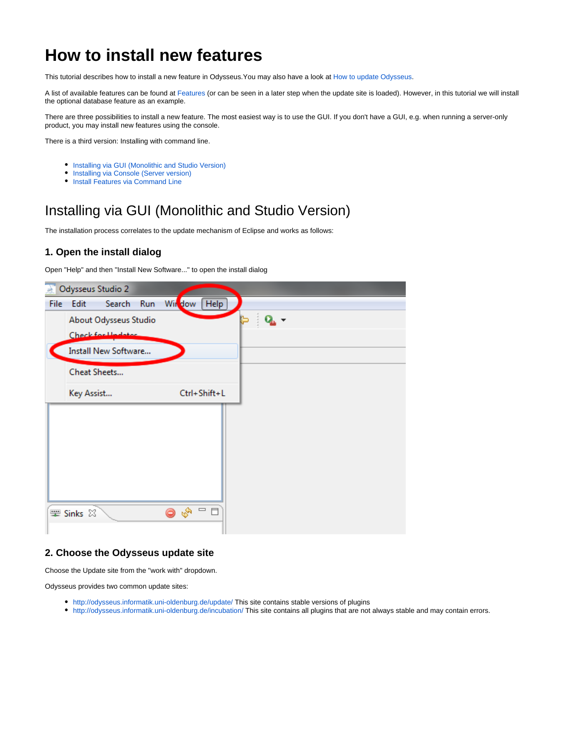# How to install new features

This tutorial describes how to install a new feature in Odysseus.You may also have a look at How to update Odysseus.

A list of available features can be found at Features (or can be seen in a later step when the update site is loaded). However, in this tutorial we will install the optional database feature as an example.

There are three possibilities to install a new feature. The most easiest way is to use the GUI. If you don't have a GUI, e.g. when running a server-only product, you may install new features using the console.

There is a third version: Installing with command line.

- Installing via GUI (Monolithic and Studio Version)
- Installing via Console (Server version)
- Install Features via Command Line

## Installing via GUI (Monolithic and Studio Version)

The installation process correlates to the update mechanism of Eclipse and works as follows:

### 1. Open the install dialog

Open "Help" and then "Install New Software..." to open the install dialog

### 2. Choose the Odysseus update site

Choose the Update site from the "work with" dropdown.

Odysseus provides two common update sites:

- http://odysseus.informatik.uni-oldenburg.de/update/ This site contains stable versions of plugins
- http://odysseus.informatik.uni-oldenburg.de/incubation/ This site contains all plugins that are not always stable and may contain errors.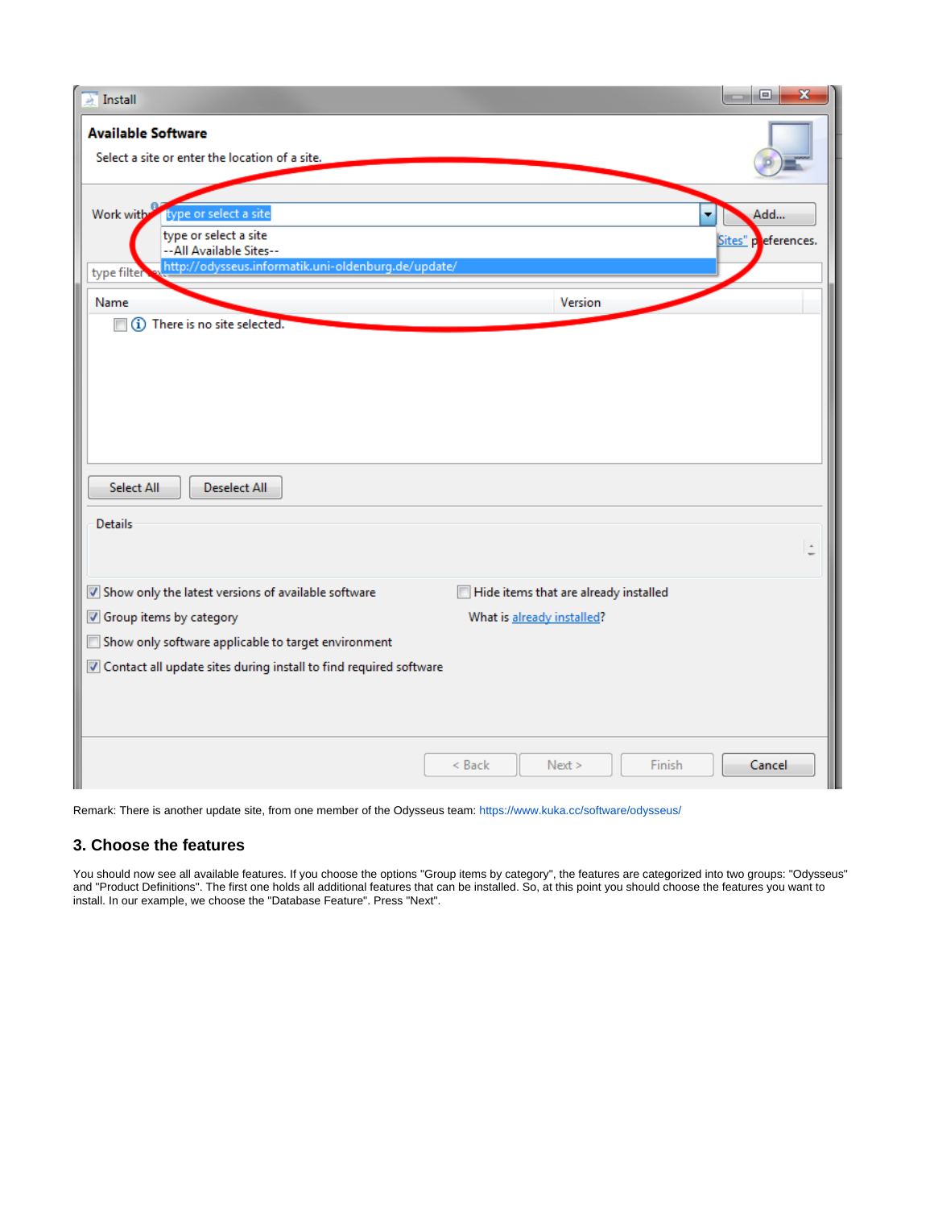Remark: There is another update site, from one member of the Odysseus team: https://www.kuka.cc/software/odysseus/

### 3. Choose the features

You should now see all available features. If you choose the options "Group items by category", the features are categorized into two groups: "Odysseus" and "Product Definitions". The first one holds all additional features that can be installed. So, at this point you should choose the features you want to install. In our example, we choose the "Database Feature". Press "Next".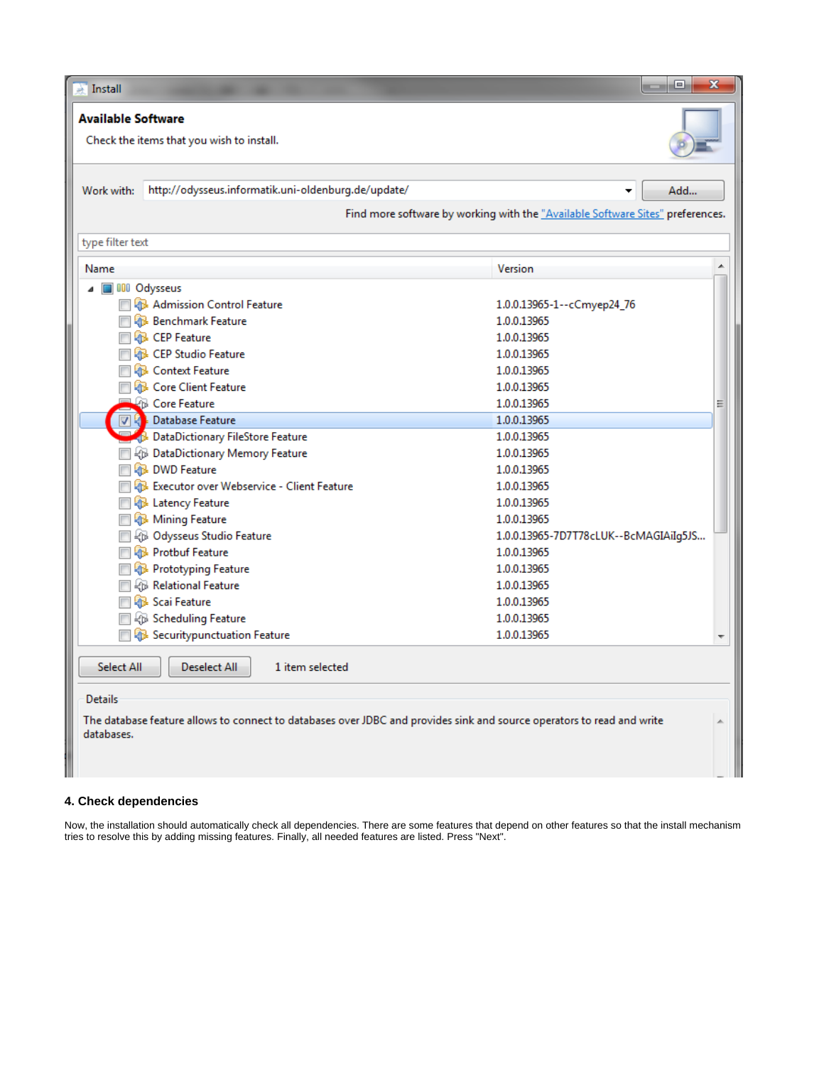#### 4. Check dependencies

Now, the installation should automatically check all dependencies. There are some features that depend on other features so that the install mechanism tries to resolve this by adding missing features. Finally, all needed features are listed. Press "Next".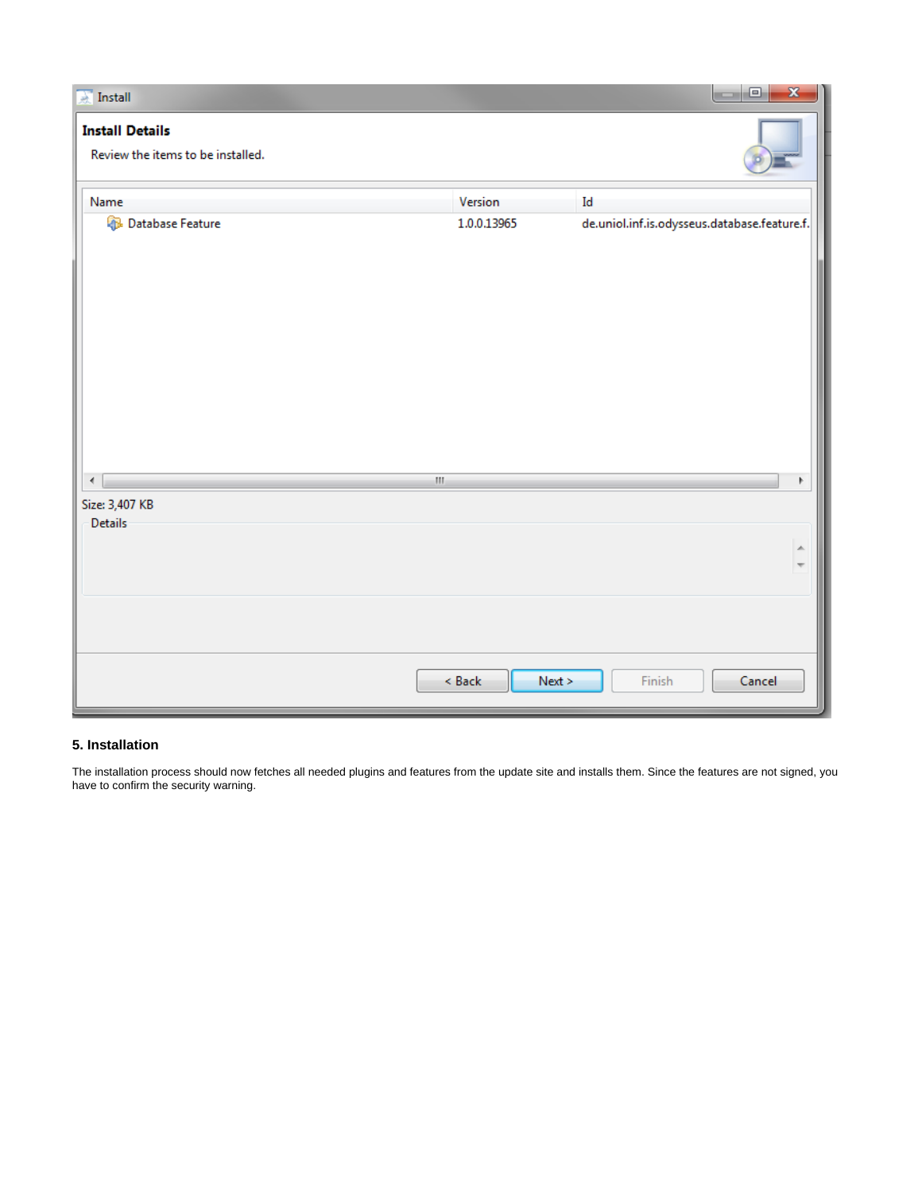### 5. Installation

The installation process should now fetches all needed plugins and features from the update site and installs them. Since the features are not signed, you have to confirm the security warning.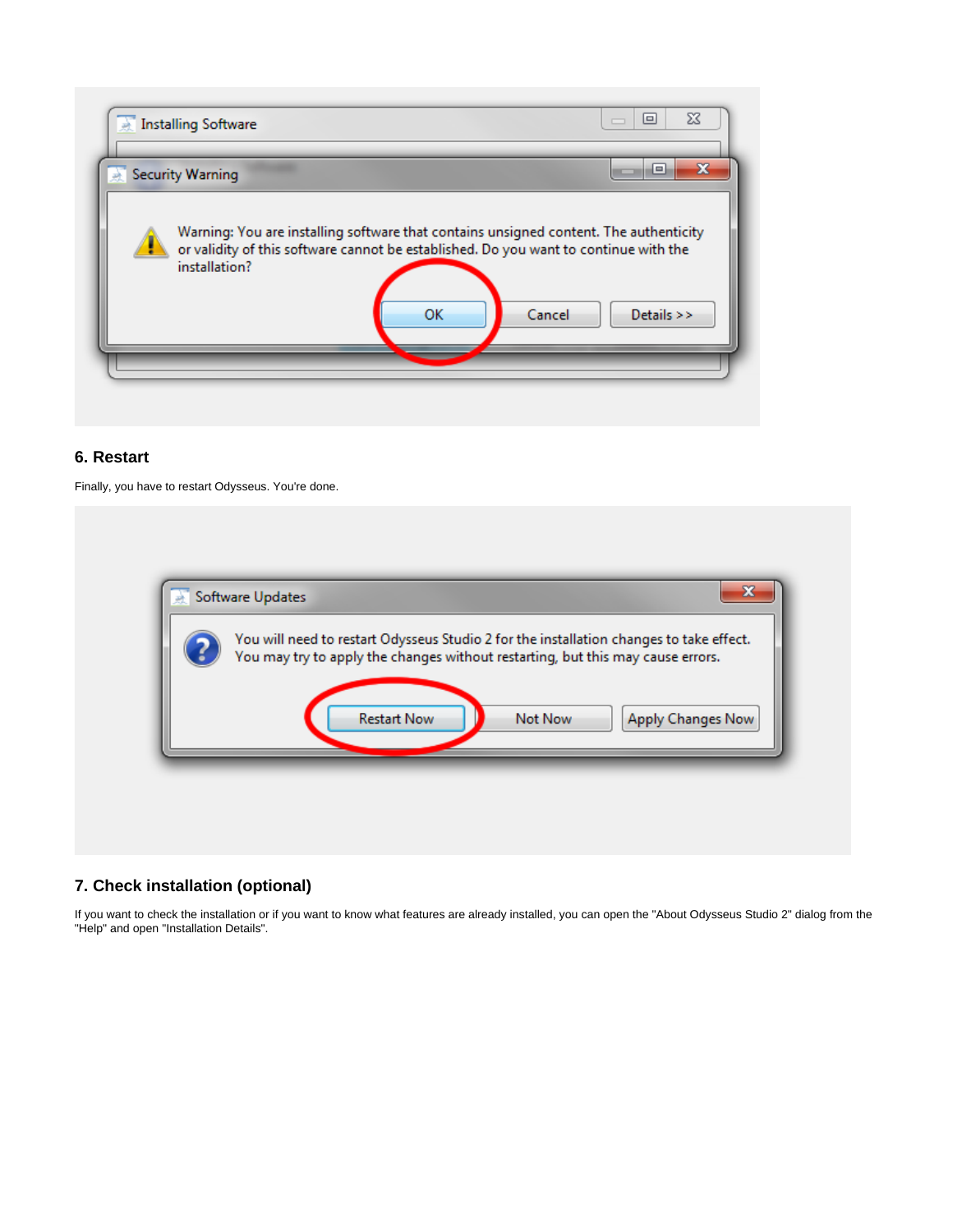## 6. Restart

Finally, you have to restart Odysseus. You're done.

## 7. Check installation (optional)

If you want to check the installation or if you want to know what features are already installed, you can open the "About Odysseus Studio 2" dialog from the "Help" and open "Installation Details".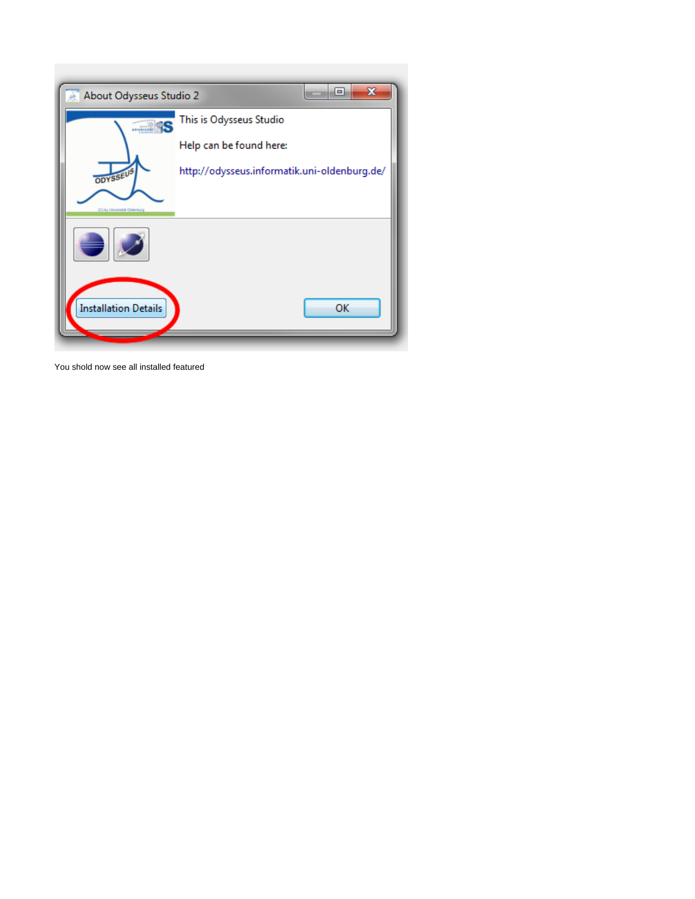You shold now see all installed featured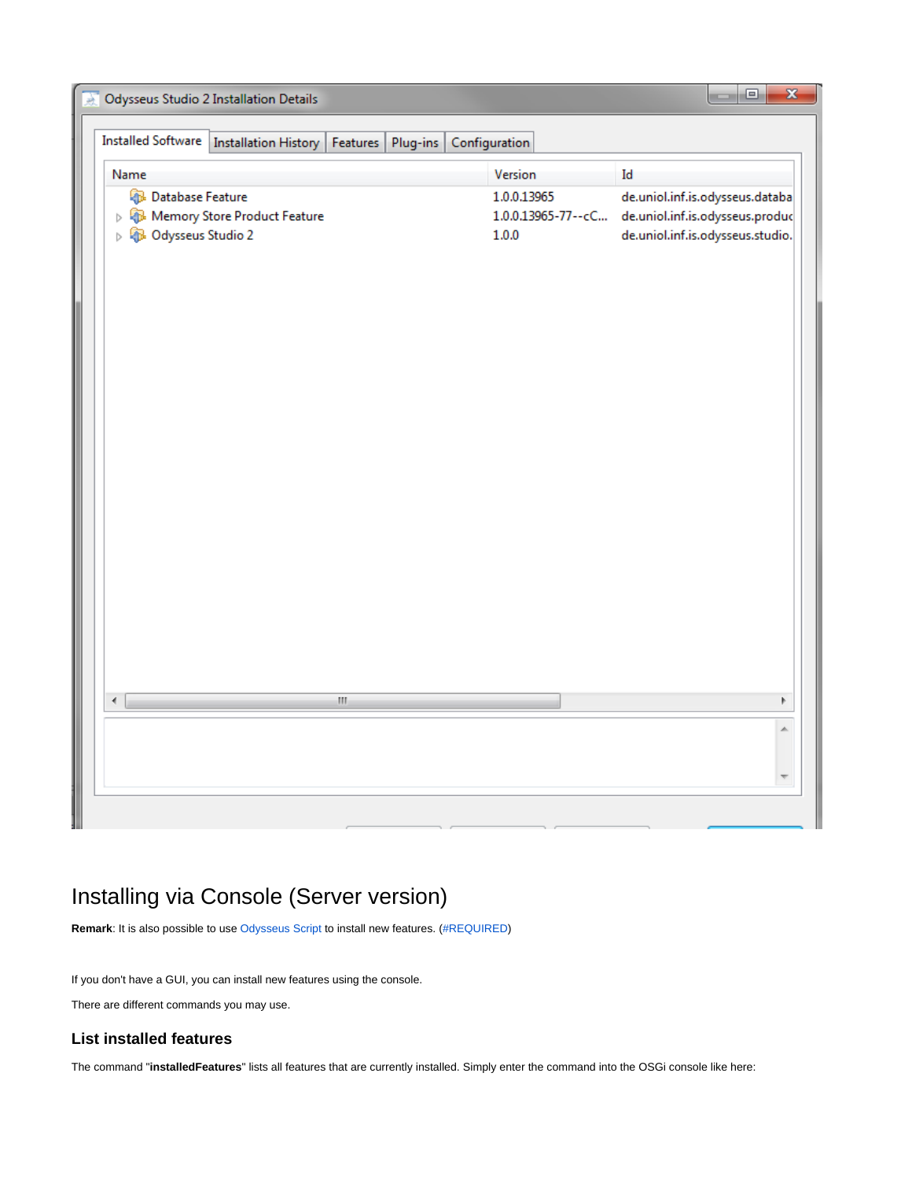## Installing via Console (Server version)

**Remark**: It is also possible to use Odysseus Script to install new features. (#REQUIRED)

If you don't have a GUI, you can install new features using the console.

There are different commands you may use.

### List installed features

The command "**installedFeatures**" lists all features that are currently installed. Simply enter the command into the OSGi console like here: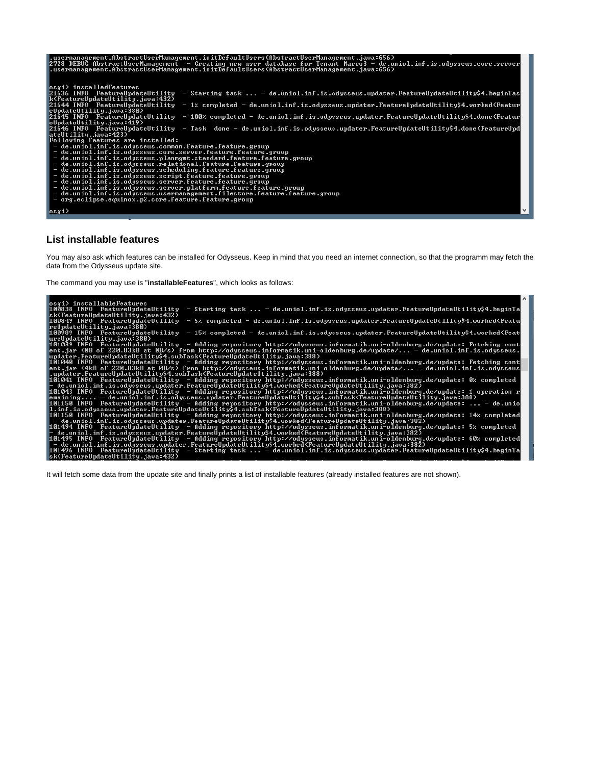```
.usermanagement.AbstractUserManagement.initDefaultUsers(AbstractUserManagement.java:656)
2728 DEBUG AbstractUserManagement  - Creating new user database for Tenant Marco3 - de.uniol.inf.is.odysseus.core.server
.usermanagement.AbstractUserManagement.initDefaultUsers(AbstractUserManagement.java:656)


osgi> installedFeatures
21636 INFO  FeatureUpdateUtility  - Starting task ... - de.uniol.inf.is.odysseus.updater.FeatureUpdateUtility$4.beginTas
k(FeatureUpdateUtility.java:432)
21644 INFO  FeatureUpdateUtility  - 1% completed - de.uniol.inf.is.odysseus.updater.FeatureUpdateUtility$4.worked(Featur
eUpdateUtility.java:380)
21645 INFO  FeatureUpdateUtility  - 100% completed - de.uniol.inf.is.odysseus.updater.FeatureUpdateUtility$4.done(Featur
eUpdateUtility.java:419)
21646 INFO  FeatureUpdateUtility  - Task  done - de.uniol.inf.is.odysseus.updater.FeatureUpdateUtility$4.done(FeatureUpd
ateUtility.java:423)
Following features are installed:
 - de.uniol.inf.is.odysseus.common.feature.feature.group
 - de.uniol.inf.is.odysseus.core.server.feature.feature.group
 - de.uniol.inf.is.odysseus.planmgmt.standard.feature.feature.group
 - de.uniol.inf.is.odysseus.relational.feature.feature.group
 - de.uniol.inf.is.odysseus.scheduling.feature.feature.group
 - de.uniol.inf.is.odysseus.script.feature.feature.group
 - de.uniol.inf.is.odysseus.server.feature.feature.group
 - de.uniol.inf.is.odysseus.server.platform.feature.feature.group
 - de.uniol.inf.is.odysseus.usermanagement.filestore.feature.feature.group
 - org.eclipse.equinox.p2.core.feature.feature.group

osgi>
```

## List installable features

You may also ask which features can be installed for Odysseus. Keep in mind that you need an internet connection, so that the programm may fetch the data from the Odysseus update site.

The command you may use is "**installableFeatures**", which looks as follows:

```
osgi> installableFeatures
100838 INFO  FeatureUpdateUtility  - Starting task ... - de.uniol.inf.is.odysseus.updater.FeatureUpdateUtility$4.beginTa
sk(FeatureUpdateUtility.java:432)
100847 INFO  FeatureUpdateUtility  - 5% completed - de.uniol.inf.is.odysseus.updater.FeatureUpdateUtility$4.worked(Featu
reUpdateUtility.java:380)
100909 INFO  FeatureUpdateUtility  - 15% completed - de.uniol.inf.is.odysseus.updater.FeatureUpdateUtility$4.worked(Feat
ureUpdateUtility.java:380)
101039 INFO  FeatureUpdateUtility  - Adding repository http://odysseus.informatik.uni-oldenburg.de/update: Fetching cont
ent.jar (0B of 220.83kB at 0B/s) from http://odysseus.informatik.uni-oldenburg.de/update/... - de.uniol.inf.is.odysseus.
updater.FeatureUpdateUtility$4.subTask(FeatureUpdateUtility.java:388)
101040 INFO  FeatureUpdateUtility  - Adding repository http://odysseus.informatik.uni-oldenburg.de/update: Fetching cont
ent.jar (4kB of 220.83kB at 0B/s) from http://odysseus.informatik.uni-oldenburg.de/update/... - de.uniol.inf.is.odysseus
.updater.FeatureUpdateUtility$4.subTask(FeatureUpdateUtility.java:388)
101041 INFO  FeatureUpdateUtility  - Adding repository http://odysseus.informatik.uni-oldenburg.de/update: 0% completed
- de.uniol.inf.is.odysseus.updater.FeatureUpdateUtility$4.worked(FeatureUpdateUtility.java:382)
101043 INFO  FeatureUpdateUtility  - Adding repository http://odysseus.informatik.uni-oldenburg.de/update: 1 operation r
emaining.... - de.uniol.inf.is.odysseus.updater.FeatureUpdateUtility$4.subTask(FeatureUpdateUtility.java:388)
101150 INFO  FeatureUpdateUtility  - Adding repository http://odysseus.informatik.uni-oldenburg.de/update: ... - de.unio
l.inf.is.odysseus.updater.FeatureUpdateUtility$4.subTask(FeatureUpdateUtility.java:388)
101150 INFO  FeatureUpdateUtility  - Adding repository http://odysseus.informatik.uni-oldenburg.de/update: 14% completed
 - de.uniol.inf.is.odysseus.updater.FeatureUpdateUtility$4.worked(FeatureUpdateUtility.java:382)
101494 INFO  FeatureUpdateUtility  - Adding repository http://odysseus.informatik.uni-oldenburg.de/update: 5% completed
- de.uniol.inf.is.odysseus.updater.FeatureUpdateUtility$4.worked(FeatureUpdateUtility.java:382)
101495 INFO  FeatureUpdateUtility  - Adding repository http://odysseus.informatik.uni-oldenburg.de/update: 60% completed
 - de.uniol.inf.is.odysseus.updater.FeatureUpdateUtility$4.worked(FeatureUpdateUtility.java:382)
101496 INFO  FeatureUpdateUtility  - Starting task ... - de.uniol.inf.is.odysseus.updater.FeatureUpdateUtility$4.beginTa
sk(FeatureUpdateUtility.java:432)
```

It will fetch some data from the update site and finally prints a list of installable features (already installed features are not shown).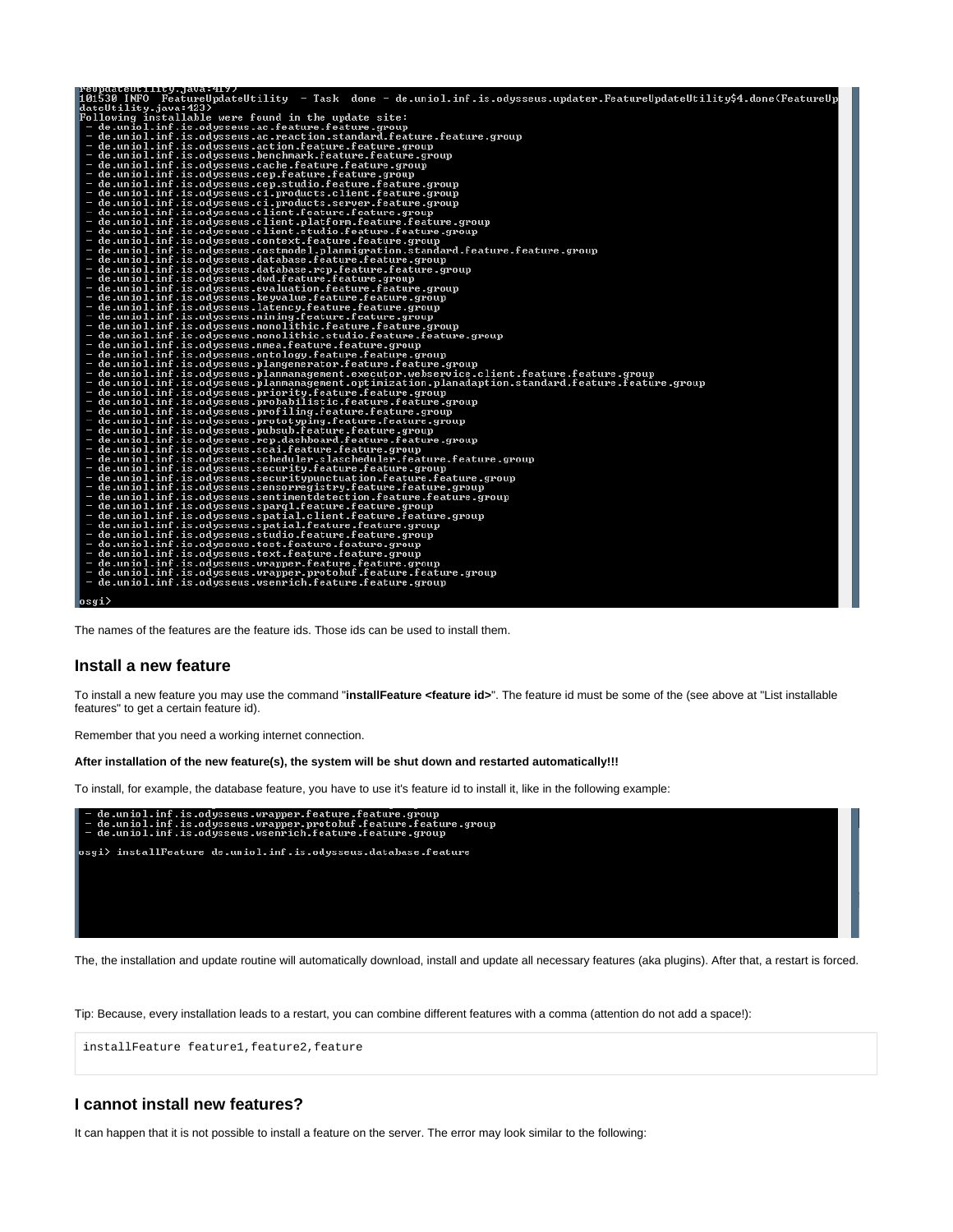```
reUpdateUtility.java:419)
101530 INFO  FeatureUpdateUtility  - Task  done - de.uniol.inf.is.odysseus.updater.FeatureUpdateUtility$4.done(FeatureUpdateUtility.java:423)
Following installable were found in the update site:
 - de.uniol.inf.is.odysseus.ac.feature.feature.group
 - de.uniol.inf.is.odysseus.ac.reaction.standard.feature.feature.group
 - de.uniol.inf.is.odysseus.action.feature.feature.group
 - de.uniol.inf.is.odysseus.benchmark.feature.feature.group
 - de.uniol.inf.is.odysseus.cache.feature.feature.group
 - de.uniol.inf.is.odysseus.cep.feature.feature.group
 - de.uniol.inf.is.odysseus.cep.studio.feature.feature.group
 - de.uniol.inf.is.odysseus.ci.products.client.feature.group
 - de.uniol.inf.is.odysseus.ci.products.server.feature.group
 - de.uniol.inf.is.odysseus.client.feature.feature.group
 - de.uniol.inf.is.odysseus.client.platform.feature.feature.group
 - de.uniol.inf.is.odysseus.client.studio.feature.feature.group
 - de.uniol.inf.is.odysseus.context.feature.feature.group
 - de.uniol.inf.is.odysseus.costmodel.planmigration.standard.feature.feature.group
 - de.uniol.inf.is.odysseus.database.feature.feature.group
 - de.uniol.inf.is.odysseus.database.rcp.feature.feature.group
 - de.uniol.inf.is.odysseus.dwd.feature.feature.group
 - de.uniol.inf.is.odysseus.evaluation.feature.feature.group
 - de.uniol.inf.is.odysseus.keyvalue.feature.feature.group
 - de.uniol.inf.is.odysseus.latency.feature.feature.group
 - de.uniol.inf.is.odysseus.mining.feature.feature.group
 - de.uniol.inf.is.odysseus.monolithic.feature.feature.group
 - de.uniol.inf.is.odysseus.monolithic.studio.feature.feature.group
 - de.uniol.inf.is.odysseus.nmea.feature.feature.group
 - de.uniol.inf.is.odysseus.ontology.feature.feature.group
 - de.uniol.inf.is.odysseus.plangenerator.feature.feature.group
 - de.uniol.inf.is.odysseus.planmanagement.executor.webservice.client.feature.feature.group
 - de.uniol.inf.is.odysseus.planmanagement.optimization.planadaption.standard.feature.feature.group
 - de.uniol.inf.is.odysseus.priority.feature.feature.group
 - de.uniol.inf.is.odysseus.probabilistic.feature.feature.group
 - de.uniol.inf.is.odysseus.profiling.feature.feature.group
 - de.uniol.inf.is.odysseus.prototyping.feature.feature.group
 - de.uniol.inf.is.odysseus.pubsub.feature.feature.group
 - de.uniol.inf.is.odysseus.rcp.dashboard.feature.feature.group
 - de.uniol.inf.is.odysseus.scai.feature.feature.group
 - de.uniol.inf.is.odysseus.scheduler.slascheduler.feature.feature.group
 - de.uniol.inf.is.odysseus.security.feature.feature.group
 - de.uniol.inf.is.odysseus.securitypunctuation.feature.feature.group
 - de.uniol.inf.is.odysseus.sensorregistry.feature.feature.group
 - de.uniol.inf.is.odysseus.sentimentdetection.feature.feature.group
 - de.uniol.inf.is.odysseus.sparql.feature.feature.group
 - de.uniol.inf.is.odysseus.spatial.client.feature.feature.group
 - de.uniol.inf.is.odysseus.spatial.feature.feature.group
 - de.uniol.inf.is.odysseus.studio.feature.feature.group
 - de.uniol.inf.is.odysseus.test.feature.feature.group
 - de.uniol.inf.is.odysseus.text.feature.feature.group
 - de.uniol.inf.is.odysseus.wrapper.feature.feature.group
 - de.uniol.inf.is.odysseus.wrapper.protobuf.feature.feature.group
 - de.uniol.inf.is.odysseus.wsenrich.feature.feature.group

osgi>
```

The names of the features are the feature ids. Those ids can be used to install them.

## Install a new feature

To install a new feature you may use the command "**installFeature <feature id>**". The feature id must be some of the (see above at "List installable features" to get a certain feature id).

Remember that you need a working internet connection.

**After installation of the new feature(s), the system will be shut down and restarted automatically!!!**

To install, for example, the database feature, you have to use it's feature id to install it, like in the following example:

```
 - de.uniol.inf.is.odysseus.wrapper.feature.feature.group
 - de.uniol.inf.is.odysseus.wrapper.protobuf.feature.feature.group
 - de.uniol.inf.is.odysseus.wsenrich.feature.feature.group

osgi> installFeature de.uniol.inf.is.odysseus.database.feature
```

The, the installation and update routine will automatically download, install and update all necessary features (aka plugins). After that, a restart is forced.

Tip: Because, every installation leads to a restart, you can combine different features with a comma (attention do not add a space!):

```
installFeature feature1,feature2,feature
```

## I cannot install new features?

It can happen that it is not possible to install a feature on the server. The error may look similar to the following: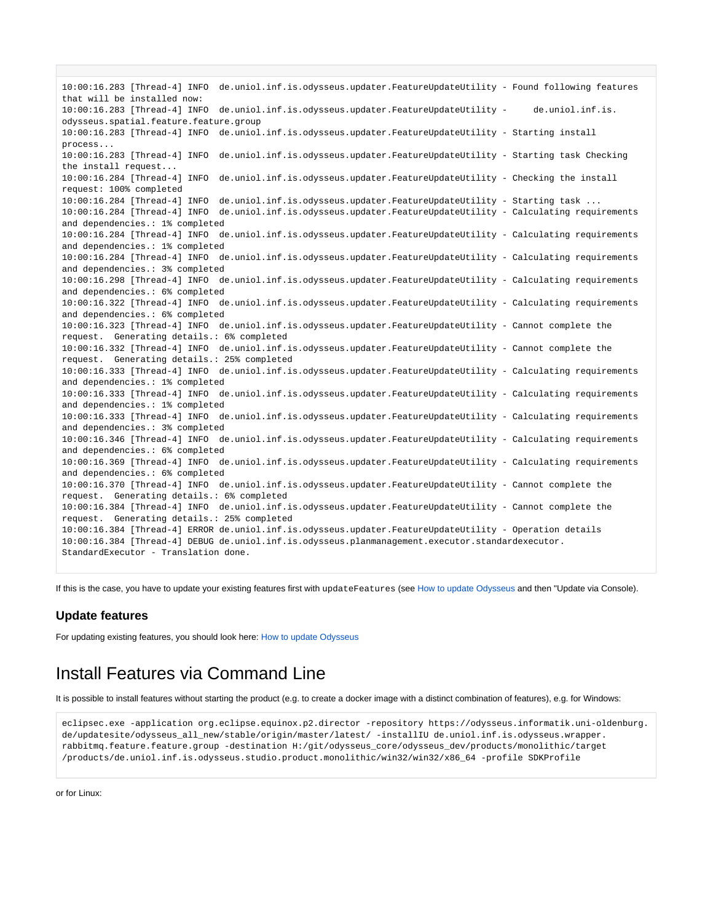```
10:00:16.283 [Thread-4] INFO  de.uniol.inf.is.odysseus.updater.FeatureUpdateUtility - Found following features that will be installed now:
10:00:16.283 [Thread-4] INFO  de.uniol.inf.is.odysseus.updater.FeatureUpdateUtility -     de.uniol.inf.is.odysseus.spatial.feature.feature.group
10:00:16.283 [Thread-4] INFO  de.uniol.inf.is.odysseus.updater.FeatureUpdateUtility - Starting install process...
10:00:16.283 [Thread-4] INFO  de.uniol.inf.is.odysseus.updater.FeatureUpdateUtility - Starting task Checking the install request...
10:00:16.284 [Thread-4] INFO  de.uniol.inf.is.odysseus.updater.FeatureUpdateUtility - Checking the install request: 100% completed
10:00:16.284 [Thread-4] INFO  de.uniol.inf.is.odysseus.updater.FeatureUpdateUtility - Starting task ...
10:00:16.284 [Thread-4] INFO  de.uniol.inf.is.odysseus.updater.FeatureUpdateUtility - Calculating requirements and dependencies.: 1% completed
10:00:16.284 [Thread-4] INFO  de.uniol.inf.is.odysseus.updater.FeatureUpdateUtility - Calculating requirements and dependencies.: 1% completed
10:00:16.284 [Thread-4] INFO  de.uniol.inf.is.odysseus.updater.FeatureUpdateUtility - Calculating requirements and dependencies.: 3% completed
10:00:16.298 [Thread-4] INFO  de.uniol.inf.is.odysseus.updater.FeatureUpdateUtility - Calculating requirements and dependencies.: 6% completed
10:00:16.322 [Thread-4] INFO  de.uniol.inf.is.odysseus.updater.FeatureUpdateUtility - Calculating requirements and dependencies.: 6% completed
10:00:16.323 [Thread-4] INFO  de.uniol.inf.is.odysseus.updater.FeatureUpdateUtility - Cannot complete the request.  Generating details.: 6% completed
10:00:16.332 [Thread-4] INFO  de.uniol.inf.is.odysseus.updater.FeatureUpdateUtility - Cannot complete the request.  Generating details.: 25% completed
10:00:16.333 [Thread-4] INFO  de.uniol.inf.is.odysseus.updater.FeatureUpdateUtility - Calculating requirements and dependencies.: 1% completed
10:00:16.333 [Thread-4] INFO  de.uniol.inf.is.odysseus.updater.FeatureUpdateUtility - Calculating requirements and dependencies.: 1% completed
10:00:16.333 [Thread-4] INFO  de.uniol.inf.is.odysseus.updater.FeatureUpdateUtility - Calculating requirements and dependencies.: 3% completed
10:00:16.346 [Thread-4] INFO  de.uniol.inf.is.odysseus.updater.FeatureUpdateUtility - Calculating requirements and dependencies.: 6% completed
10:00:16.369 [Thread-4] INFO  de.uniol.inf.is.odysseus.updater.FeatureUpdateUtility - Calculating requirements and dependencies.: 6% completed
10:00:16.370 [Thread-4] INFO  de.uniol.inf.is.odysseus.updater.FeatureUpdateUtility - Cannot complete the request.  Generating details.: 6% completed
10:00:16.384 [Thread-4] INFO  de.uniol.inf.is.odysseus.updater.FeatureUpdateUtility - Cannot complete the request.  Generating details.: 25% completed
10:00:16.384 [Thread-4] ERROR de.uniol.inf.is.odysseus.updater.FeatureUpdateUtility - Operation details
10:00:16.384 [Thread-4] DEBUG de.uniol.inf.is.odysseus.planmanagement.executor.standardexecutor.StandardExecutor - Translation done.
```

If this is the case, you have to update your existing features first with `updateFeatures` (see How to update Odysseus and then "Update via Console).

### Update features

For updating existing features, you should look here: How to update Odysseus

## Install Features via Command Line

It is possible to install features without starting the product (e.g. to create a docker image with a distinct combination of features), e.g. for Windows:

```
eclipsec.exe -application org.eclipse.equinox.p2.director -repository https://odysseus.informatik.uni-oldenburg.de/updatesite/odysseus_all_new/stable/origin/master/latest/ -installIU de.uniol.inf.is.odysseus.wrapper.rabbitmq.feature.feature.group -destination H:/git/odysseus_core/odysseus_dev/products/monolithic/target/products/de.uniol.inf.is.odysseus.studio.product.monolithic/win32/win32/x86_64 -profile SDKProfile
```

or for Linux: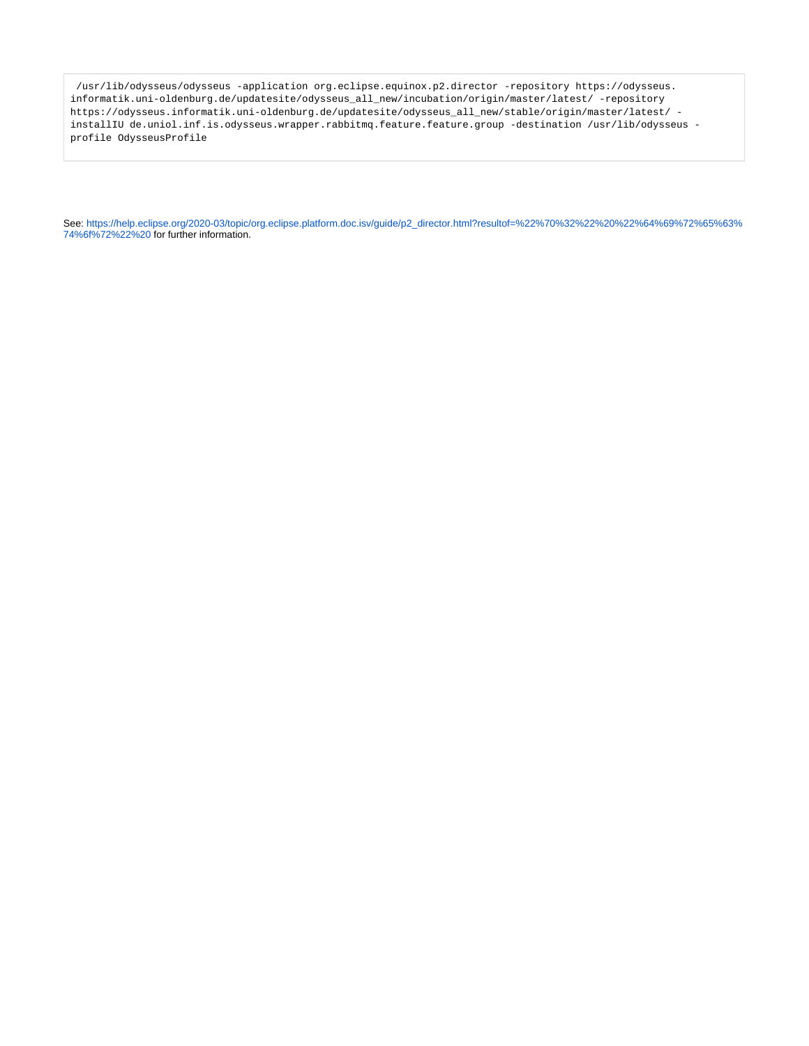```
/usr/lib/odysseus/odysseus -application org.eclipse.equinox.p2.director -repository https://odysseus.informatik.uni-oldenburg.de/updatesite/odysseus_all_new/incubation/origin/master/latest/ -repository https://odysseus.informatik.uni-oldenburg.de/updatesite/odysseus_all_new/stable/origin/master/latest/ -installIU de.uniol.inf.is.odysseus.wrapper.rabbitmq.feature.feature.group -destination /usr/lib/odysseus -profile OdysseusProfile
```

See: https://help.eclipse.org/2020-03/topic/org.eclipse.platform.doc.isv/guide/p2_director.html?resultof=%22%70%32%22%20%22%64%69%72%65%63%74%6f%72%22%20 for further information.